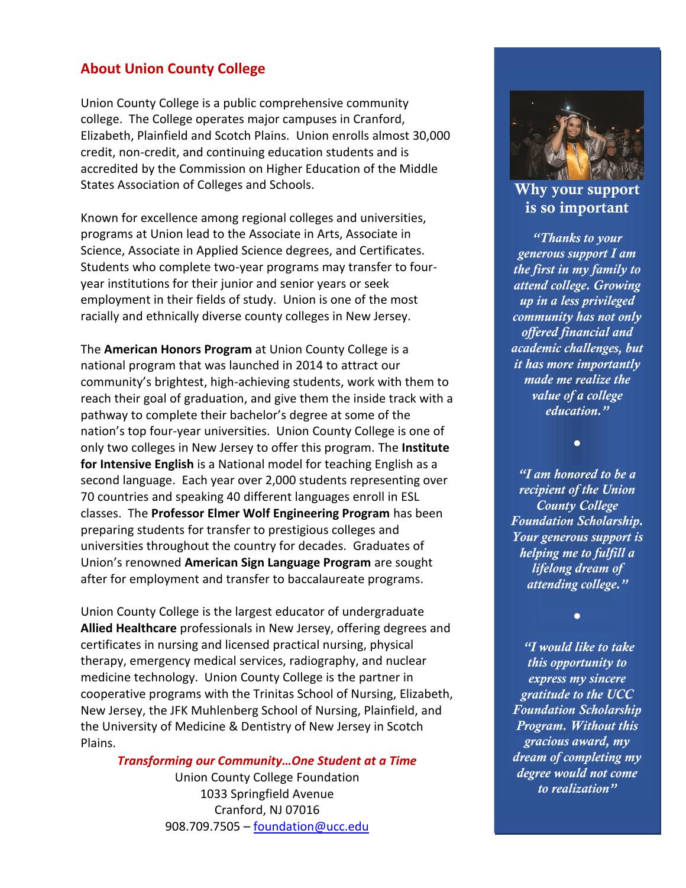## About Union County College

Union County College is a public comprehensive community college. The College operates major campuses in Cranford, Elizabeth, Plainfield and Scotch Plains. Union enrolls almost 30,000 credit, non-credit, and continuing education students and is accredited by the Commission on Higher Education of the Middle States Association of Colleges and Schools.

Known for excellence among regional colleges and universities, programs at Union lead to the Associate in Arts, Associate in Science, Associate in Applied Science degrees, and Certificates. Students who complete two-year programs may transfer to four-year institutions for their junior and senior years or seek employment in their fields of study. Union is one of the most racially and ethnically diverse county colleges in New Jersey.

The **American Honors Program** at Union County College is a national program that was launched in 2014 to attract our community's brightest, high-achieving students, work with them to reach their goal of graduation, and give them the inside track with a pathway to complete their bachelor's degree at some of the nation's top four-year universities. Union County College is one of only two colleges in New Jersey to offer this program. The **Institute for Intensive English** is a National model for teaching English as a second language. Each year over 2,000 students representing over 70 countries and speaking 40 different languages enroll in ESL classes. The **Professor Elmer Wolf Engineering Program** has been preparing students for transfer to prestigious colleges and universities throughout the country for decades. Graduates of Union's renowned **American Sign Language Program** are sought after for employment and transfer to baccalaureate programs.

Union County College is the largest educator of undergraduate **Allied Healthcare** professionals in New Jersey, offering degrees and certificates in nursing and licensed practical nursing, physical therapy, emergency medical services, radiography, and nuclear medicine technology. Union County College is the partner in cooperative programs with the Trinitas School of Nursing, Elizabeth, New Jersey, the JFK Muhlenberg School of Nursing, Plainfield, and the University of Medicine & Dentistry of New Jersey in Scotch Plains.

***Transforming our Community…One Student at a Time***

Union County College Foundation
1033 Springfield Avenue
Cranford, NJ 07016
908.709.7505 – foundation@ucc.edu

### Why your support is so important

*"Thanks to your generous support I am the first in my family to attend college. Growing up in a less privileged community has not only offered financial and academic challenges, but it has more importantly made me realize the value of a college education."*

•

*"I am honored to be a recipient of the Union County College Foundation Scholarship. Your generous support is helping me to fulfill a lifelong dream of attending college."*

•

*"I would like to take this opportunity to express my sincere gratitude to the UCC Foundation Scholarship Program. Without this gracious award, my dream of completing my degree would not come to realization"*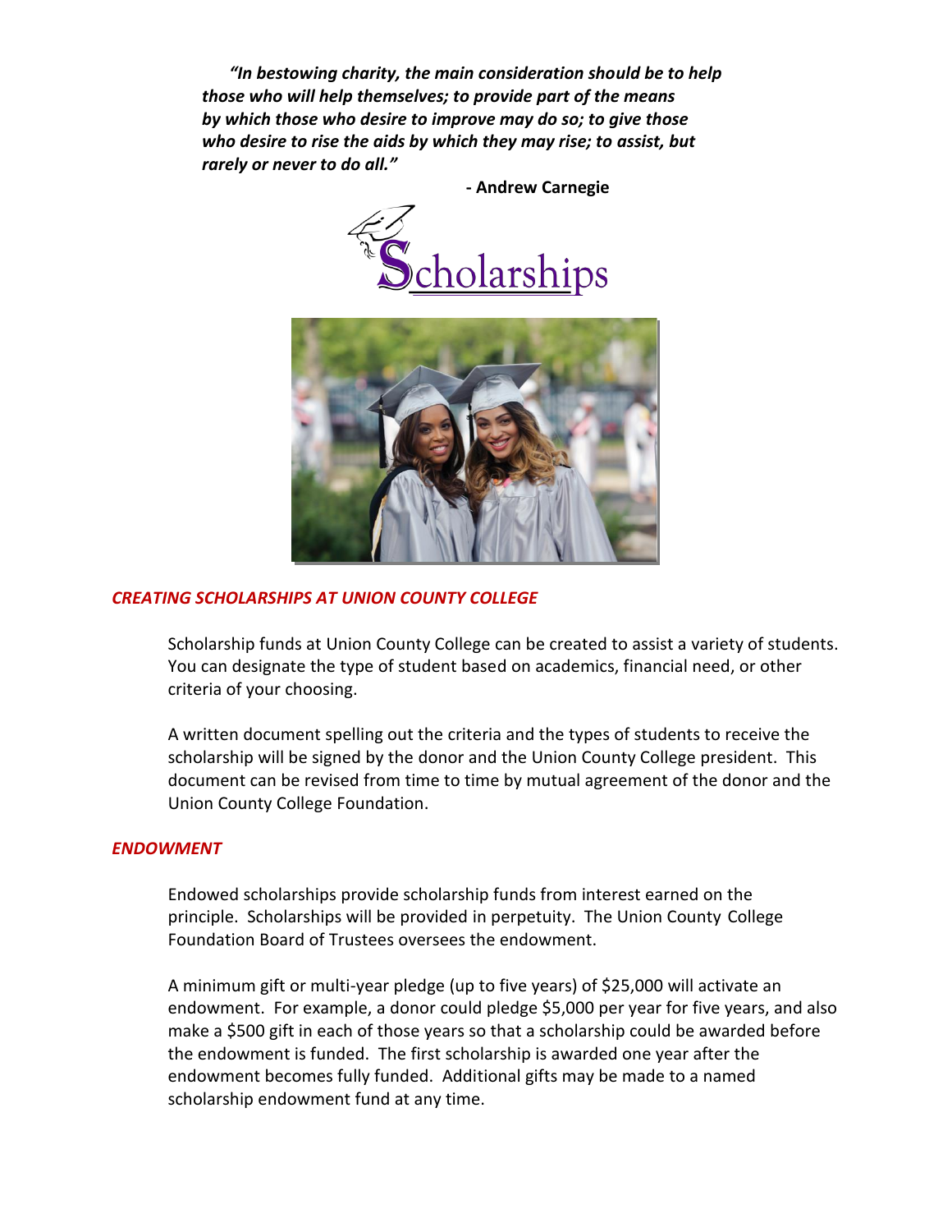***"In bestowing charity, the main consideration should be to help those who will help themselves; to provide part of the means by which those who desire to improve may do so; to give those who desire to rise the aids by which they may rise; to assist, but rarely or never to do all."***

**- Andrew Carnegie**

# Scholarships

## *CREATING SCHOLARSHIPS AT UNION COUNTY COLLEGE*

Scholarship funds at Union County College can be created to assist a variety of students. You can designate the type of student based on academics, financial need, or other criteria of your choosing.

A written document spelling out the criteria and the types of students to receive the scholarship will be signed by the donor and the Union County College president. This document can be revised from time to time by mutual agreement of the donor and the Union County College Foundation.

## *ENDOWMENT*

Endowed scholarships provide scholarship funds from interest earned on the principle. Scholarships will be provided in perpetuity. The Union County College Foundation Board of Trustees oversees the endowment.

A minimum gift or multi-year pledge (up to five years) of $25,000 will activate an endowment. For example, a donor could pledge $5,000 per year for five years, and also make a $500 gift in each of those years so that a scholarship could be awarded before the endowment is funded. The first scholarship is awarded one year after the endowment becomes fully funded. Additional gifts may be made to a named scholarship endowment fund at any time.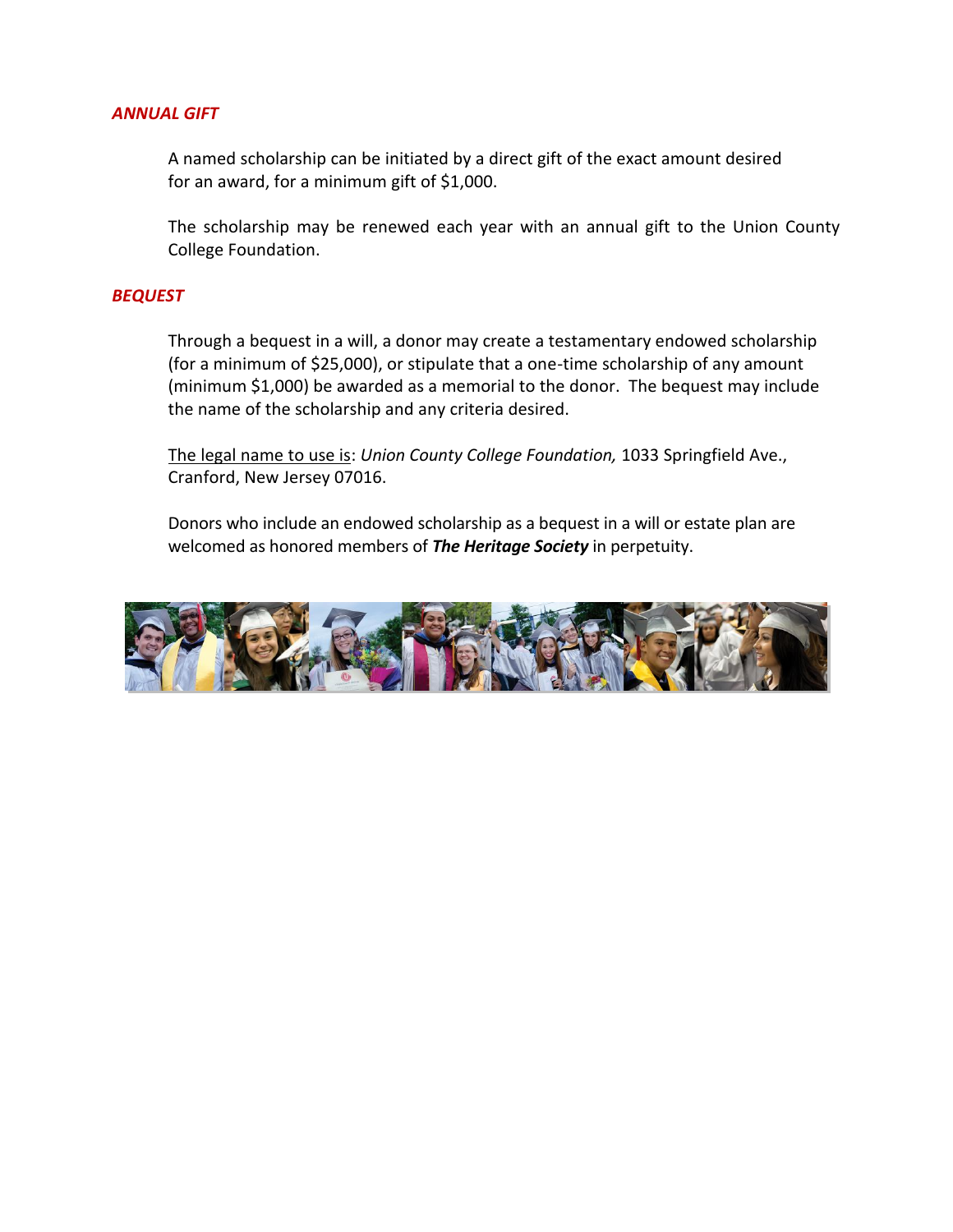### *ANNUAL GIFT*

A named scholarship can be initiated by a direct gift of the exact amount desired for an award, for a minimum gift of $1,000.

The scholarship may be renewed each year with an annual gift to the Union County College Foundation.

### *BEQUEST*

Through a bequest in a will, a donor may create a testamentary endowed scholarship (for a minimum of $25,000), or stipulate that a one-time scholarship of any amount (minimum $1,000) be awarded as a memorial to the donor. The bequest may include the name of the scholarship and any criteria desired.

The legal name to use is: *Union County College Foundation,* 1033 Springfield Ave., Cranford, New Jersey 07016.

Donors who include an endowed scholarship as a bequest in a will or estate plan are welcomed as honored members of ***The Heritage Society*** in perpetuity.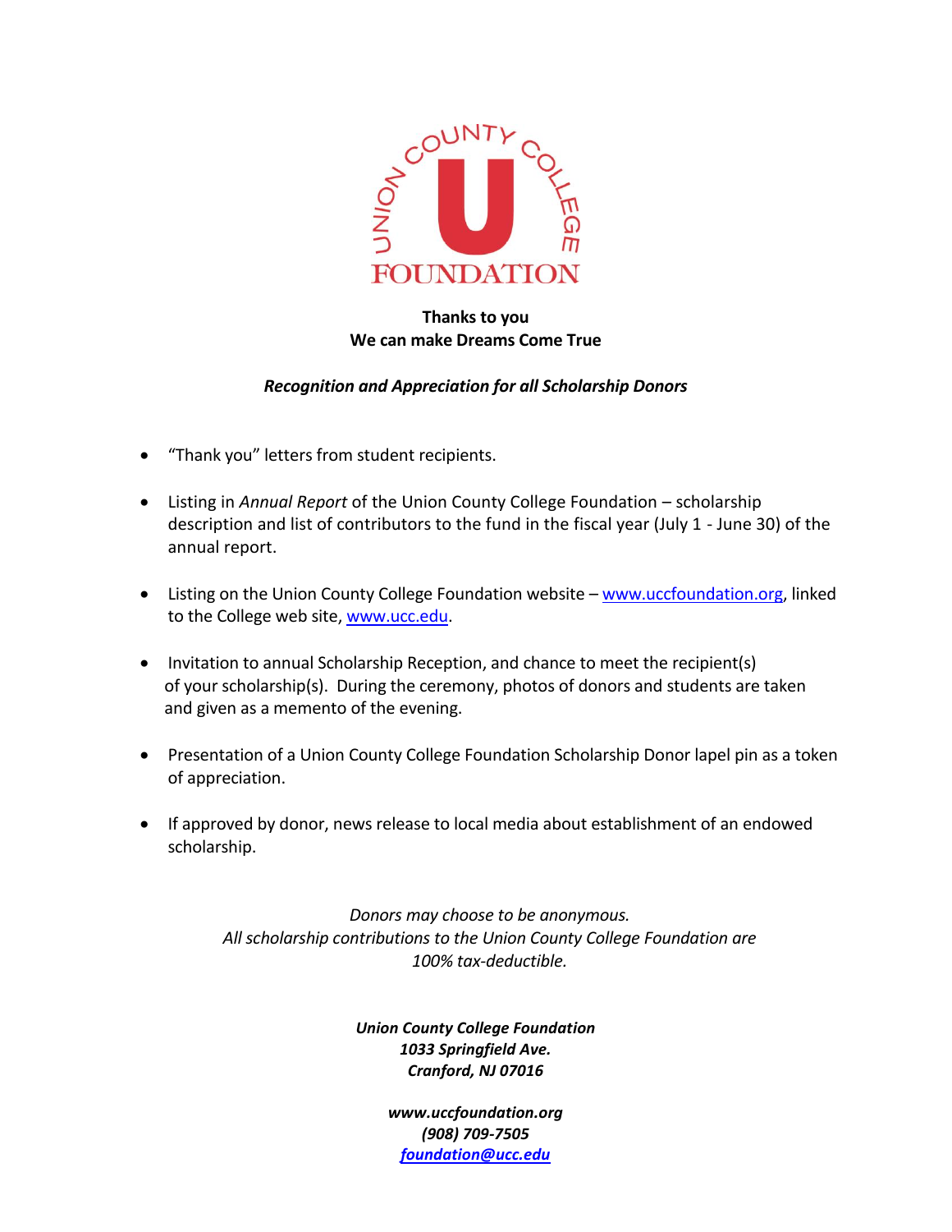UNION COUNTY COLLEGE FOUNDATION

**Thanks to you**
**We can make Dreams Come True**

***Recognition and Appreciation for all Scholarship Donors***

- "Thank you" letters from student recipients.
- Listing in *Annual Report* of the Union County College Foundation – scholarship description and list of contributors to the fund in the fiscal year (July 1 - June 30) of the annual report.
- Listing on the Union County College Foundation website – www.uccfoundation.org, linked to the College web site, www.ucc.edu.
- Invitation to annual Scholarship Reception, and chance to meet the recipient(s) of your scholarship(s). During the ceremony, photos of donors and students are taken and given as a memento of the evening.
- Presentation of a Union County College Foundation Scholarship Donor lapel pin as a token of appreciation.
- If approved by donor, news release to local media about establishment of an endowed scholarship.

*Donors may choose to be anonymous.*
*All scholarship contributions to the Union County College Foundation are 100% tax-deductible.*

***Union County College Foundation***
***1033 Springfield Ave.***
***Cranford, NJ 07016***

***www.uccfoundation.org***
***(908) 709-7505***
***foundation@ucc.edu***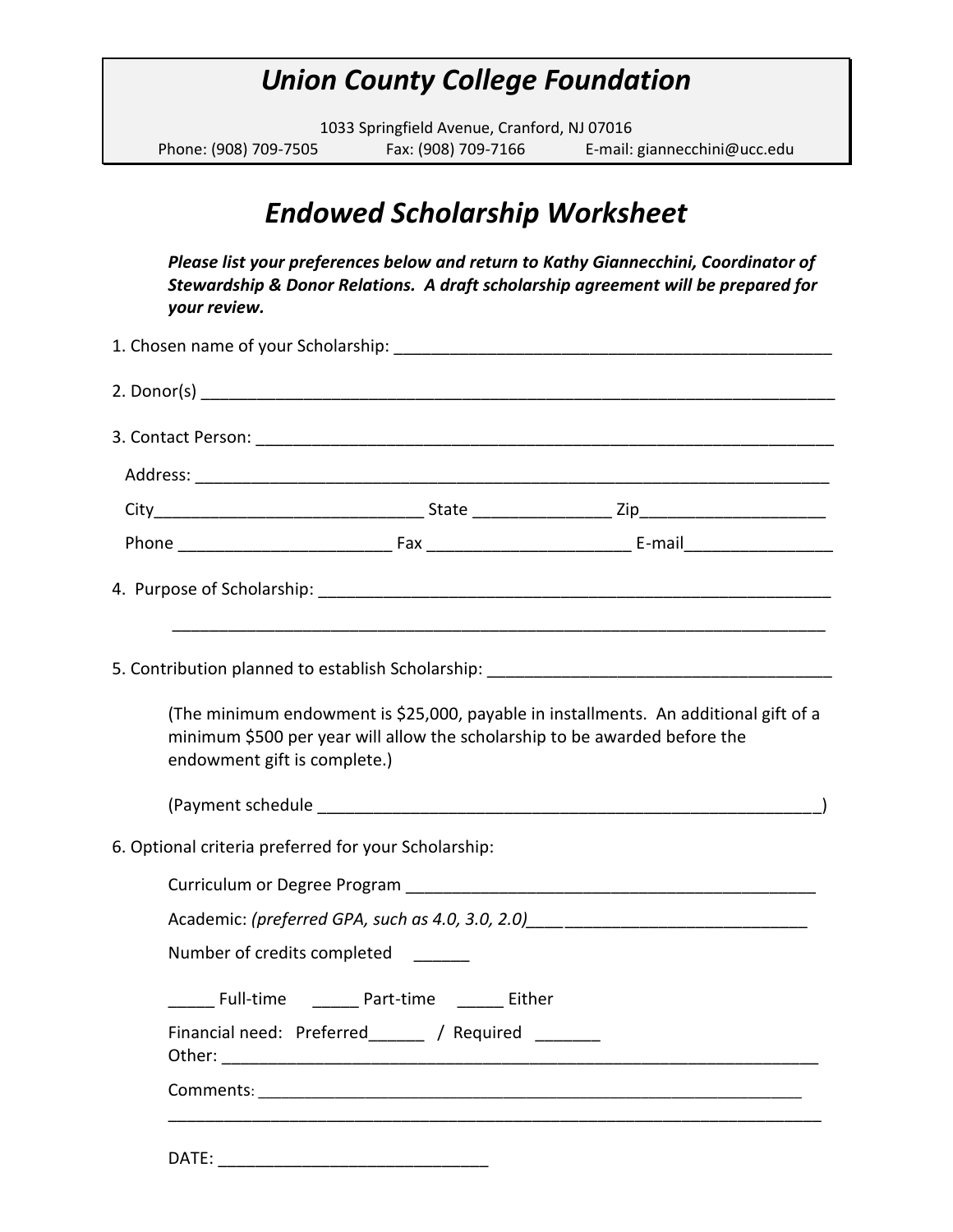# *Union County College Foundation*

1033 Springfield Avenue, Cranford, NJ 07016

Phone: (908) 709-7505 Fax: (908) 709-7166 E-mail: giannecchini@ucc.edu

## *Endowed Scholarship Worksheet*

***Please list your preferences below and return to Kathy Giannecchini, Coordinator of Stewardship & Donor Relations. A draft scholarship agreement will be prepared for your review.***

1. Chosen name of your Scholarship: _______________________________________________

2. Donor(s) ______________________________________________________________________

3. Contact Person: ______________________________________________________________

   Address: _____________________________________________________________________

   City_____________________________ State _______________ Zip____________________

   Phone _______________________ Fax _____________________ E-mail________________

4. Purpose of Scholarship: _______________________________________________________

   ________________________________________________________________________

5. Contribution planned to establish Scholarship: _____________________________________

   (The minimum endowment is $25,000, payable in installments. An additional gift of a minimum $500 per year will allow the scholarship to be awarded before the endowment gift is complete.)

   (Payment schedule _______________________________________________________)

6. Optional criteria preferred for your Scholarship:

   Curriculum or Degree Program _____________________________________________

   Academic: *(preferred GPA, such as 4.0, 3.0, 2.0)*____ ___________________________

   Number of credits completed ______

   _____ Full-time _____ Part-time _____ Either

   Financial need: Preferred______ / Required _______

   Other: _________________________________________________________________

   Comments: _____________________________________________________________

   _______________________________________________________________________

   DATE: _____________________________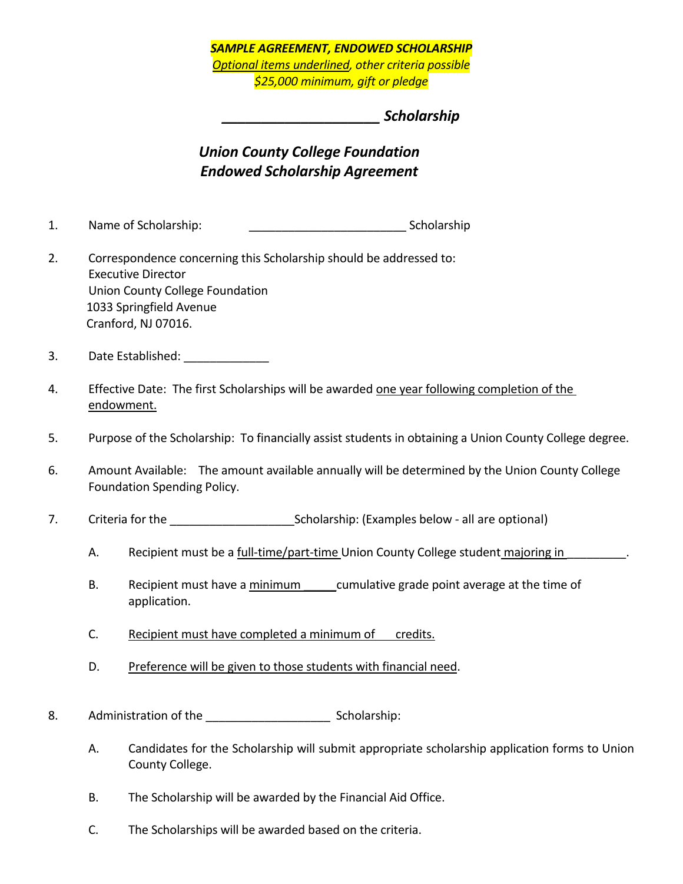***SAMPLE AGREEMENT, ENDOWED SCHOLARSHIP***
*<u>Optional items underlined</u>, other criteria possible*
*$25,000 minimum, gift or pledge*

## ____________________ *Scholarship*

## *Union County College Foundation*
## *Endowed Scholarship Agreement*

1. Name of Scholarship: ________________________ Scholarship

2. Correspondence concerning this Scholarship should be addressed to:
   Executive Director
   Union County College Foundation
   1033 Springfield Avenue
   Cranford, NJ 07016.

3. Date Established: _____________

4. Effective Date: The first Scholarships will be awarded <u>one year following completion of the endowment.</u>

5. Purpose of the Scholarship: To financially assist students in obtaining a Union County College degree.

6. Amount Available: The amount available annually will be determined by the Union County College Foundation Spending Policy.

7. Criteria for the ___________________Scholarship: (Examples below - all are optional)

   A. Recipient must be a <u>full-time/part-time</u> Union County College student <u>majoring in</u> _________.

   B. Recipient must have a <u>minimum</u> _____cumulative grade point average at the time of application.

   C. <u>Recipient must have completed a minimum of ___ credits.</u>

   D. <u>Preference will be given to those students with financial need</u>.

8. Administration of the ___________________ Scholarship:

   A. Candidates for the Scholarship will submit appropriate scholarship application forms to Union County College.

   B. The Scholarship will be awarded by the Financial Aid Office.

   C. The Scholarships will be awarded based on the criteria.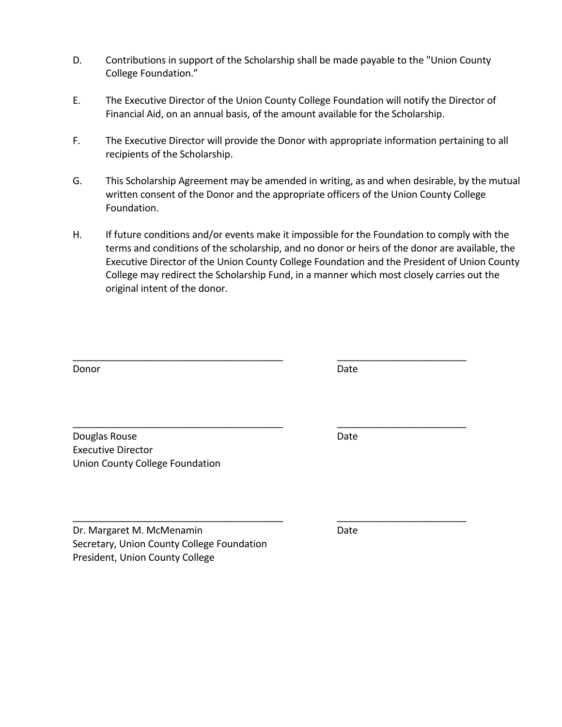D. Contributions in support of the Scholarship shall be made payable to the "Union County College Foundation."

E. The Executive Director of the Union County College Foundation will notify the Director of Financial Aid, on an annual basis, of the amount available for the Scholarship.

F. The Executive Director will provide the Donor with appropriate information pertaining to all recipients of the Scholarship.

G. This Scholarship Agreement may be amended in writing, as and when desirable, by the mutual written consent of the Donor and the appropriate officers of the Union County College Foundation.

H. If future conditions and/or events make it impossible for the Foundation to comply with the terms and conditions of the scholarship, and no donor or heirs of the donor are available, the Executive Director of the Union County College Foundation and the President of Union County College may redirect the Scholarship Fund, in a manner which most closely carries out the original intent of the donor.

_______________________________________ _______________________
Donor Date

_______________________________________ _______________________
Douglas Rouse Date
Executive Director
Union County College Foundation

_______________________________________ _______________________
Dr. Margaret M. McMenamin Date
Secretary, Union County College Foundation
President, Union County College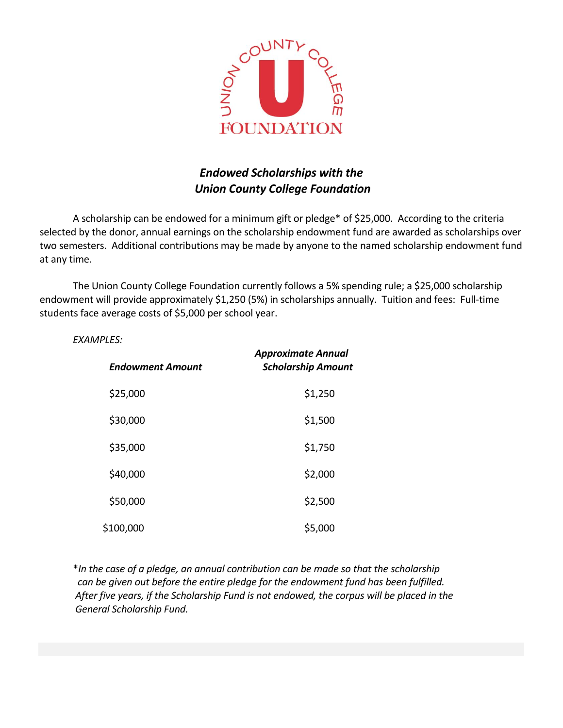UNION COUNTY COLLEGE FOUNDATION

## *Endowed Scholarships with the Union County College Foundation*

A scholarship can be endowed for a minimum gift or pledge* of $25,000. According to the criteria selected by the donor, annual earnings on the scholarship endowment fund are awarded as scholarships over two semesters. Additional contributions may be made by anyone to the named scholarship endowment fund at any time.

The Union County College Foundation currently follows a 5% spending rule; a $25,000 scholarship endowment will provide approximately $1,250 (5%) in scholarships annually. Tuition and fees: Full-time students face average costs of $5,000 per school year.

*EXAMPLES:*

| ***Endowment Amount*** | ***Approximate Annual Scholarship Amount*** |
|---|---|
| $25,000 | $1,250 |
| $30,000 | $1,500 |
| $35,000 | $1,750 |
| $40,000 | $2,000 |
| $50,000 | $2,500 |
| $100,000 | $5,000 |

**In the case of a pledge, an annual contribution can be made so that the scholarship can be given out before the entire pledge for the endowment fund has been fulfilled. After five years, if the Scholarship Fund is not endowed, the corpus will be placed in the General Scholarship Fund.*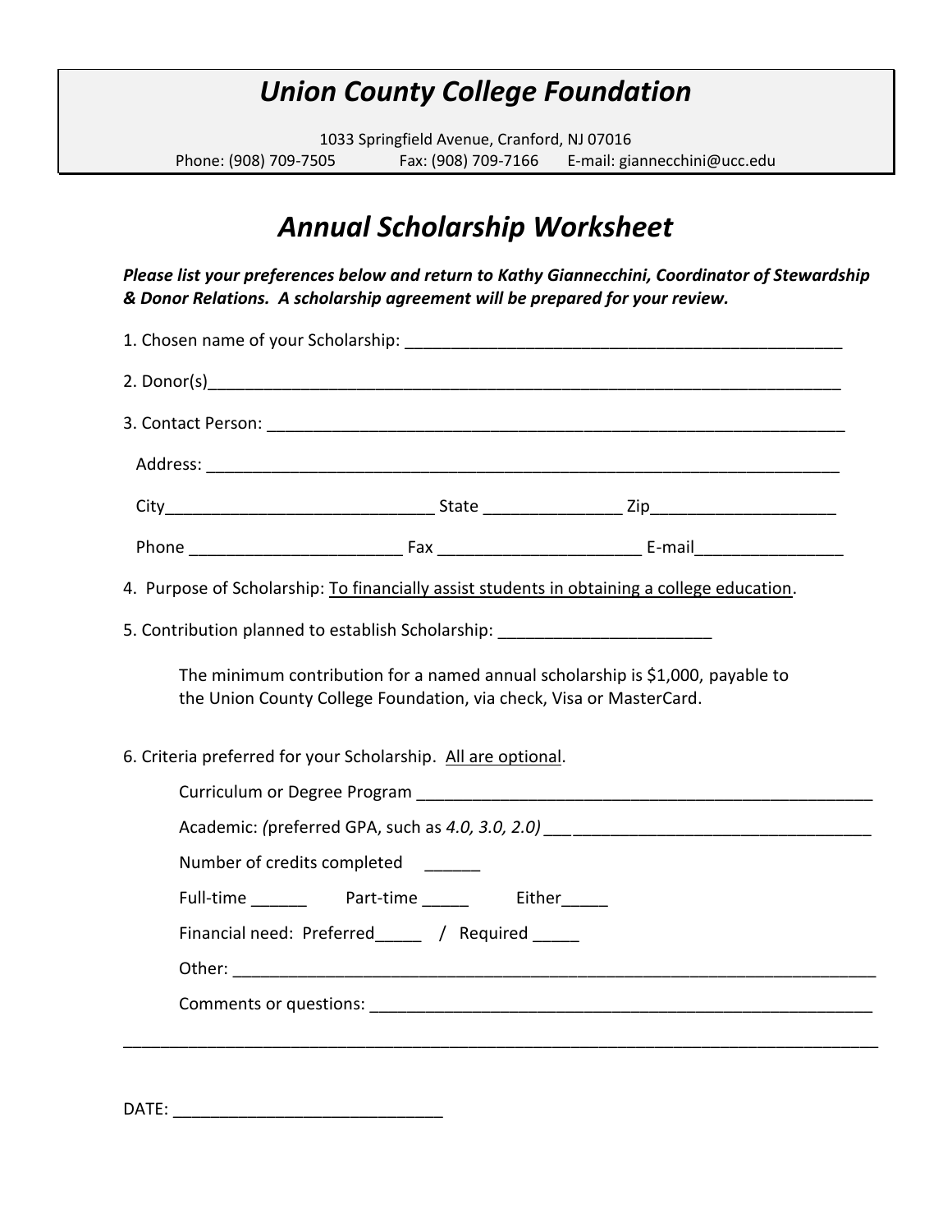# *Union County College Foundation*

1033 Springfield Avenue, Cranford, NJ 07016
Phone: (908) 709-7505 Fax: (908) 709-7166 E-mail: giannecchini@ucc.edu

## *Annual Scholarship Worksheet*

***Please list your preferences below and return to Kathy Giannecchini, Coordinator of Stewardship & Donor Relations. A scholarship agreement will be prepared for your review.***

1. Chosen name of your Scholarship: ________________________________________________

2. Donor(s)____________________________________________________________________

3. Contact Person: _______________________________________________________________

   Address: ____________________________________________________________________

   City____________________________ State ______________ Zip___________________

   Phone ______________________ Fax _____________________ E-mail_______________

4. Purpose of Scholarship: To financially assist students in obtaining a college education.

5. Contribution planned to establish Scholarship: ______________________

   The minimum contribution for a named annual scholarship is $1,000, payable to the Union County College Foundation, via check, Visa or MasterCard.

6. Criteria preferred for your Scholarship. All are optional.

   Curriculum or Degree Program ________________________________________________

   Academic: (preferred GPA, such as *4.0, 3.0, 2.0)* ________________________________

   Number of credits completed ______

   Full-time ______ Part-time _____ Either_____

   Financial need: Preferred_____ / Required _____

   Other: _____________________________________________________________________

   Comments or questions: ____________________________________________________

______________________________________________________________________________

DATE: _____________________________